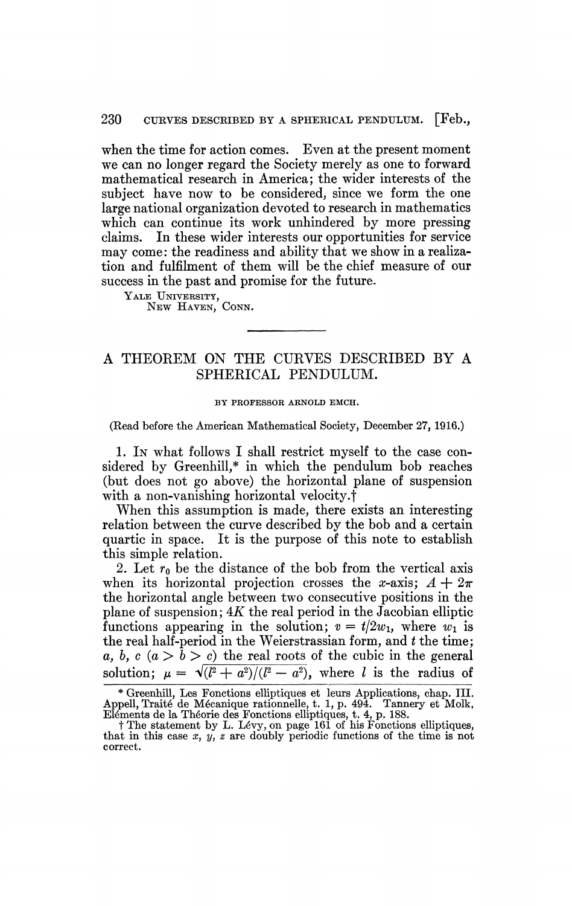when the time for action comes. Even at the present moment we can no longer regard the Society merely as one to forward mathematical research in America; the wider interests of the subject have now to be considered, since we form the one large national organization devoted to research in mathematics which can continue its work unhindered by more pressing claims. In these wider interests our opportunities for service may come: the readiness and ability that we show in a realization and fulfilment of them will be the chief measure of our success in the past and promise for the future.

YALE UNIVERSITY,
NEW HAVEN, CONN.

---

# A THEOREM ON THE CURVES DESCRIBED BY A SPHERICAL PENDULUM.

BY PROFESSOR ARNOLD EMCH.

(Read before the American Mathematical Society, December 27, 1916.)

1. IN what follows I shall restrict myself to the case considered by Greenhill,* in which the pendulum bob reaches (but does not go above) the horizontal plane of suspension with a non-vanishing horizontal velocity.†

When this assumption is made, there exists an interesting relation between the curve described by the bob and a certain quartic in space. It is the purpose of this note to establish this simple relation.

2. Let $r_0$ be the distance of the bob from the vertical axis when its horizontal projection crosses the $x$-axis; $A + 2\pi$ the horizontal angle between two consecutive positions in the plane of suspension; $4K$ the real period in the Jacobian elliptic functions appearing in the solution; $v = t/2w_1$, where $w_1$ is the real half-period in the Weierstrassian form, and $t$ the time; $a, b, c$ ($a > b > c$) the real roots of the cubic in the general solution; $\mu = \sqrt{(l^2 + a^2)/(l^2 - a^2)}$, where $l$ is the radius of

---

\* Greenhill, Les Fonctions elliptiques et leurs Applications, chap. III. Appell, Traité de Mécanique rationnelle, t. 1, p. 494. Tannery et Molk, Eléments de la Théorie des Fonctions elliptiques, t. 4, p. 188.

† The statement by L. Lévy, on page 161 of his Fonctions elliptiques, that in this case $x$, $y$, $z$ are doubly periodic functions of the time is not correct.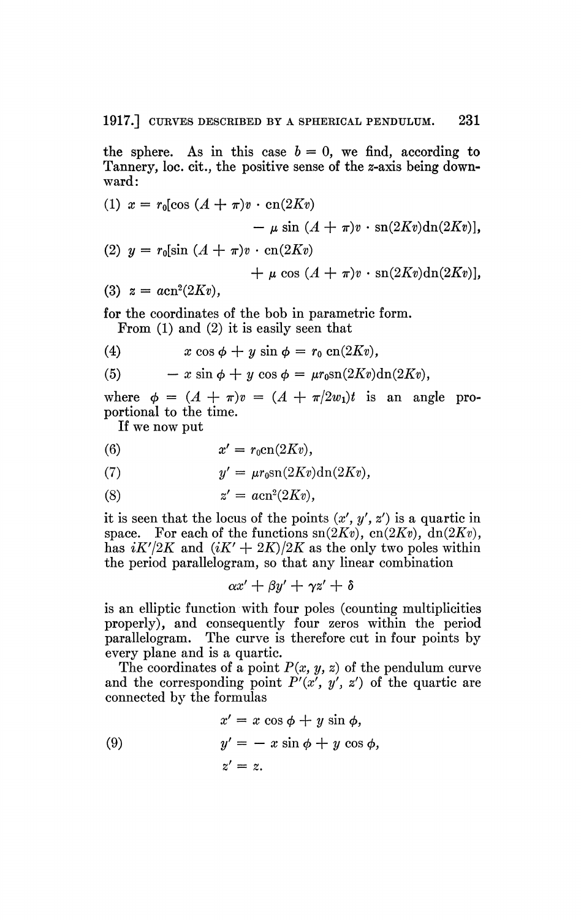the sphere. As in this case $b = 0$, we find, according to Tannery, loc. cit., the positive sense of the $z$-axis being downward:

$$(1) \quad x = r_0[\cos(A + \pi)v \cdot \mathrm{cn}(2Kv) - \mu \sin(A + \pi)v \cdot \mathrm{sn}(2Kv)\mathrm{dn}(2Kv)],$$

$$(2) \quad y = r_0[\sin(A + \pi)v \cdot \mathrm{cn}(2Kv) + \mu \cos(A + \pi)v \cdot \mathrm{sn}(2Kv)\mathrm{dn}(2Kv)],$$

$$(3) \quad z = a\mathrm{cn}^2(2Kv),$$

for the coordinates of the bob in parametric form.

From (1) and (2) it is easily seen that

$$(4) \qquad x \cos \phi + y \sin \phi = r_0 \,\mathrm{cn}(2Kv),$$

$$(5) \qquad -x \sin \phi + y \cos \phi = \mu r_0 \mathrm{sn}(2Kv)\mathrm{dn}(2Kv),$$

where $\phi = (A + \pi)v = (A + \pi/2w_1)t$ is an angle proportional to the time.

If we now put

$$(6) \qquad x' = r_0 \mathrm{cn}(2Kv),$$

$$(7) \qquad y' = \mu r_0 \mathrm{sn}(2Kv)\mathrm{dn}(2Kv),$$

$$(8) \qquad z' = a\mathrm{cn}^2(2Kv),$$

it is seen that the locus of the points $(x', y', z')$ is a quartic in space. For each of the functions $\mathrm{sn}(2Kv)$, $\mathrm{cn}(2Kv)$, $\mathrm{dn}(2Kv)$, has $iK'/2K$ and $(iK' + 2K)/2K$ as the only two poles within the period parallelogram, so that any linear combination

$$\alpha x' + \beta y' + \gamma z' + \delta$$

is an elliptic function with four poles (counting multiplicities properly), and consequently four zeros within the period parallelogram. The curve is therefore cut in four points by every plane and is a quartic.

The coordinates of a point $P(x, y, z)$ of the pendulum curve and the corresponding point $P'(x', y', z')$ of the quartic are connected by the formulas

$$(9) \qquad \begin{aligned} x' &= x \cos \phi + y \sin \phi, \\ y' &= -x \sin \phi + y \cos \phi, \\ z' &= z. \end{aligned}$$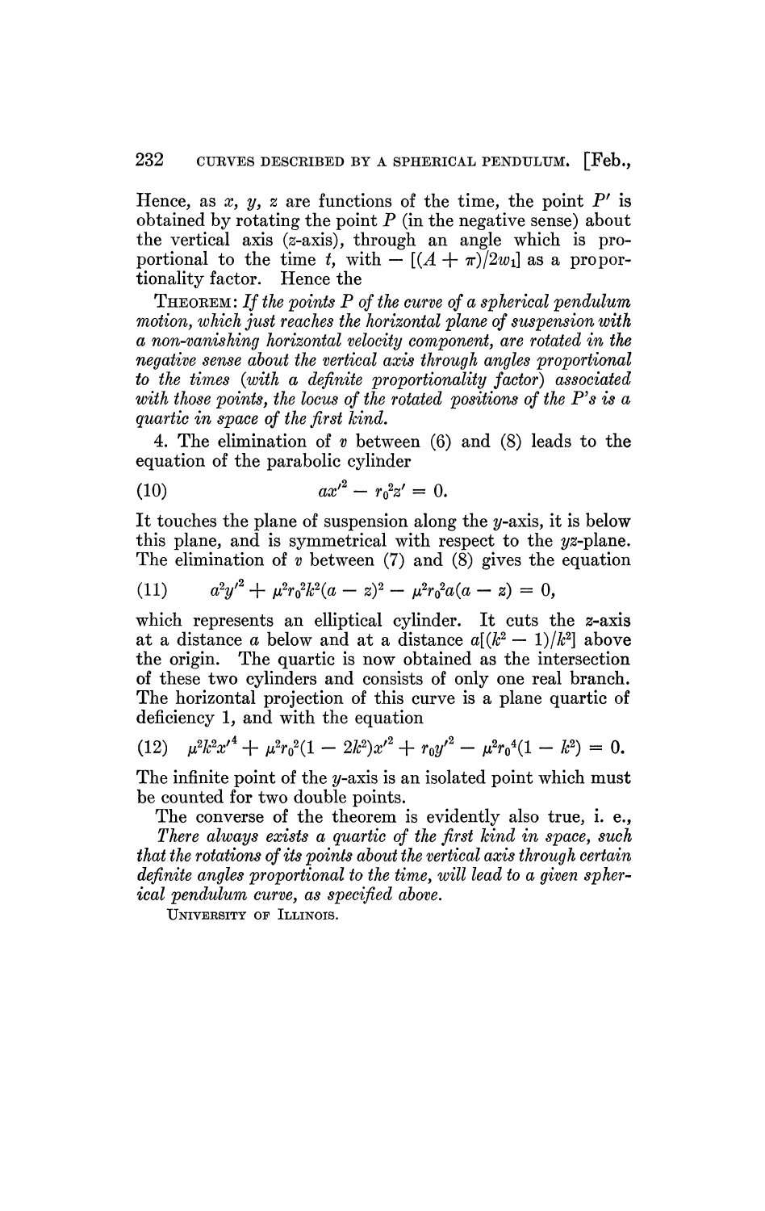Hence, as $x$, $y$, $z$ are functions of the time, the point $P'$ is obtained by rotating the point $P$ (in the negative sense) about the vertical axis ($z$-axis), through an angle which is proportional to the time $t$, with $-[(A+\pi)/2w_1]$ as a proportionality factor. Hence the

THEOREM: *If the points $P$ of the curve of a spherical pendulum motion, which just reaches the horizontal plane of suspension with a non-vanishing horizontal velocity component, are rotated in the negative sense about the vertical axis through angles proportional to the times (with a definite proportionality factor) associated with those points, the locus of the rotated positions of the $P$'s is a quartic in space of the first kind.*

4. The elimination of $v$ between (6) and (8) leads to the equation of the parabolic cylinder

$$ax'^2 - r_0^2 z' = 0. \tag{10}$$

It touches the plane of suspension along the $y$-axis, it is below this plane, and is symmetrical with respect to the $yz$-plane. The elimination of $v$ between (7) and (8) gives the equation

$$a^2 y'^2 + \mu^2 r_0^2 k^2 (a-z)^2 - \mu^2 r_0^2 a(a-z) = 0, \tag{11}$$

which represents an elliptical cylinder. It cuts the $z$-axis at a distance $a$ below and at a distance $a[(k^2-1)/k^2]$ above the origin. The quartic is now obtained as the intersection of these two cylinders and consists of only one real branch. The horizontal projection of this curve is a plane quartic of deficiency 1, and with the equation

$$\mu^2 k^2 x'^4 + \mu^2 r_0^2 (1-2k^2) x'^2 + r_0 y'^2 - \mu^2 r_0^4 (1-k^2) = 0. \tag{12}$$

The infinite point of the $y$-axis is an isolated point which must be counted for two double points.

The converse of the theorem is evidently also true, i. e.,

*There always exists a quartic of the first kind in space, such that the rotations of its points about the vertical axis through certain definite angles proportional to the time, will lead to a given spherical pendulum curve, as specified above.*

UNIVERSITY OF ILLINOIS.